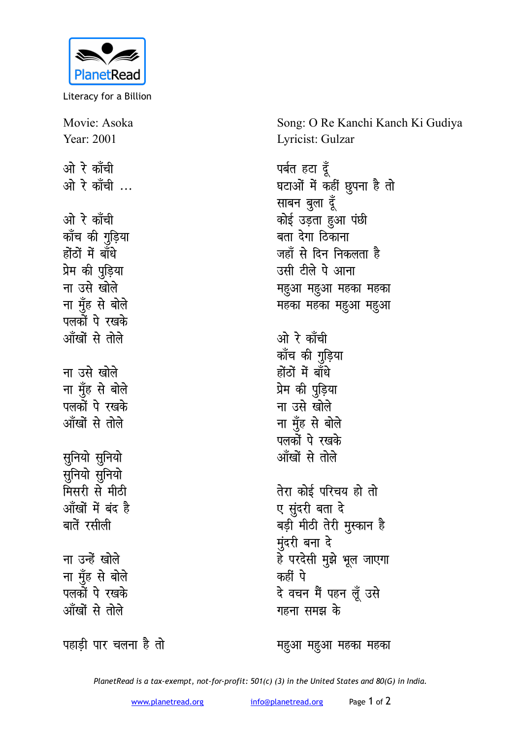PlanetRead

Literacy for a Billion

Movie: Asoka
Year: 2001

Song: O Re Kanchi Kanch Ki Gudiya
Lyricist: Gulzar

ओ रे काँची
ओ रे काँची ...

ओ रे काँची
काँच की गुड़िया
होंठों में बाँधे
प्रेम की पुड़िया
ना उसे खोले
ना मुँह से बोले
पलकों पे रखके
आँखों से तोले

ना उसे खोले
ना मुँह से बोले
पलकों पे रखके
आँखों से तोले

सुनियो सुनियो
सुनियो सुनियो
मिसरी से मीठी
आँखों में बंद है
बातें रसीली

ना उन्हें खोले
ना मुँह से बोले
पलकों पे रखके
आँखों से तोले

पहाड़ी पार चलना है तो
पर्बत हटा दूँ
घटाओं में कहीं छुपना है तो
साबन बुला दूँ
कोई उड़ता हुआ पंछी
बता देगा ठिकाना
जहाँ से दिन निकलता है
उसी टीले पे आना
महुआ महुआ महका महका
महका महका महुआ महुआ

ओ रे काँची
काँच की गुड़िया
होंठों में बाँधे
प्रेम की पुड़िया
ना उसे खोले
ना मुँह से बोले
पलकों पे रखके
आँखों से तोले

तेरा कोई परिचय हो तो
ए सुंदरी बता दे
बड़ी मीठी तेरी मुस्कान है
मुंदरी बना दे
हे परदेसी मुझे भूल जाएगा
कहीं पे
दे वचन मैं पहन लूँ उसे
गहना समझ के

महुआ महुआ महका महका

*PlanetRead is a tax-exempt, not-for-profit: 501(c) (3) in the United States and 80(G) in India.*

www.planetread.org info@planetread.org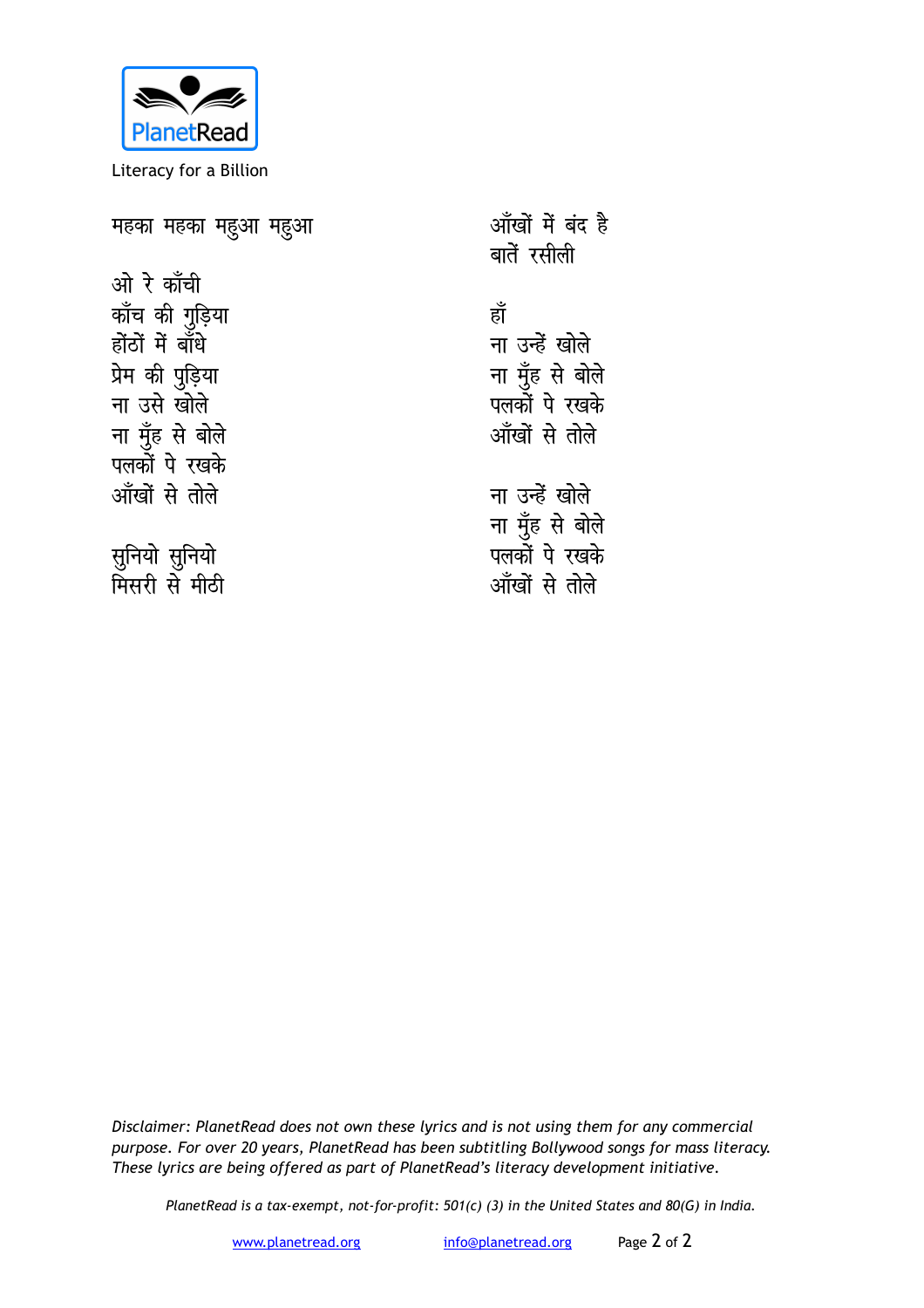PlanetRead

Literacy for a Billion

महका महका महुआ महुआ

ओ रे काँची
काँच की गुड़िया
होंठों में बाँधे
प्रेम की पुड़िया
ना उसे खोले
ना मुँह से बोले
पलकों पे रखके
आँखों से तोले

सुनियो सुनियो
मिसरी से मीठी
आँखों में बंद है
बातें रसीली

हाँ
ना उन्हें खोले
ना मुँह से बोले
पलकों पे रखके
आँखों से तोले

ना उन्हें खोले
ना मुँह से बोले
पलकों पे रखके
आँखों से तोले

*Disclaimer: PlanetRead does not own these lyrics and is not using them for any commercial purpose. For over 20 years, PlanetRead has been subtitling Bollywood songs for mass literacy. These lyrics are being offered as part of PlanetRead's literacy development initiative.*

*PlanetRead is a tax-exempt, not-for-profit: 501(c) (3) in the United States and 80(G) in India.*

www.planetread.org info@planetread.org